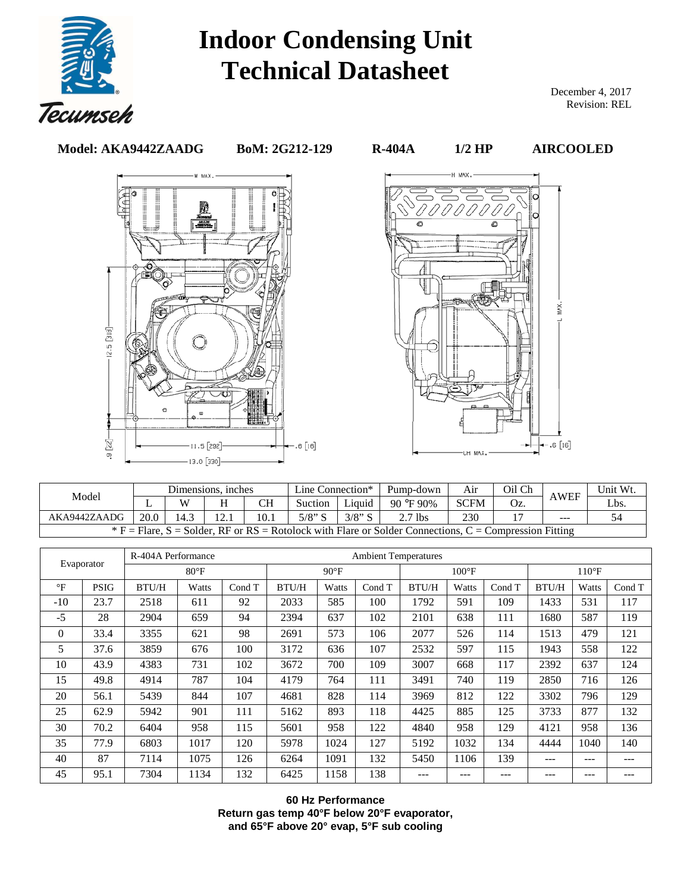# Indoor Condensing Unit Technical Datasheet

December 4, 2017
Revision: REL

**Model: AKA9442ZAADG** **BoM: 2G212-129** **R-404A** **1/2 HP** **AIRCOOLED**

| Model | Dimensions, inches | | | | Line Connection* | | Pump-down | Air | Oil Ch | AWEF | Unit Wt. |
|---|---|---|---|---|---|---|---|---|---|---|---|
| | L | W | H | CH | Suction | Liquid | 90 °F 90% | SCFM | Oz. | | Lbs. |
| AKA9442ZAADG | 20.0 | 14.3 | 12.1 | 10.1 | 5/8" S | 3/8" S | 2.7 lbs | 230 | 17 | --- | 54 |

* F = Flare, S = Solder, RF or RS = Rotolock with Flare or Solder Connections, C = Compression Fitting

| Evaporator | | R-404A Performance | | | Ambient Temperatures | | | | | | | | |
|---|---|---|---|---|---|---|---|---|---|---|---|---|---|
| | | 80°F | | | 90°F | | | 100°F | | | 110°F | | |
| °F | PSIG | BTU/H | Watts | Cond T | BTU/H | Watts | Cond T | BTU/H | Watts | Cond T | BTU/H | Watts | Cond T |
| -10 | 23.7 | 2518 | 611 | 92 | 2033 | 585 | 100 | 1792 | 591 | 109 | 1433 | 531 | 117 |
| -5 | 28 | 2904 | 659 | 94 | 2394 | 637 | 102 | 2101 | 638 | 111 | 1680 | 587 | 119 |
| 0 | 33.4 | 3355 | 621 | 98 | 2691 | 573 | 106 | 2077 | 526 | 114 | 1513 | 479 | 121 |
| 5 | 37.6 | 3859 | 676 | 100 | 3172 | 636 | 107 | 2532 | 597 | 115 | 1943 | 558 | 122 |
| 10 | 43.9 | 4383 | 731 | 102 | 3672 | 700 | 109 | 3007 | 668 | 117 | 2392 | 637 | 124 |
| 15 | 49.8 | 4914 | 787 | 104 | 4179 | 764 | 111 | 3491 | 740 | 119 | 2850 | 716 | 126 |
| 20 | 56.1 | 5439 | 844 | 107 | 4681 | 828 | 114 | 3969 | 812 | 122 | 3302 | 796 | 129 |
| 25 | 62.9 | 5942 | 901 | 111 | 5162 | 893 | 118 | 4425 | 885 | 125 | 3733 | 877 | 132 |
| 30 | 70.2 | 6404 | 958 | 115 | 5601 | 958 | 122 | 4840 | 958 | 129 | 4121 | 958 | 136 |
| 35 | 77.9 | 6803 | 1017 | 120 | 5978 | 1024 | 127 | 5192 | 1032 | 134 | 4444 | 1040 | 140 |
| 40 | 87 | 7114 | 1075 | 126 | 6264 | 1091 | 132 | 5450 | 1106 | 139 | --- | --- | --- |
| 45 | 95.1 | 7304 | 1134 | 132 | 6425 | 1158 | 138 | --- | --- | --- | --- | --- | --- |

**60 Hz Performance**
**Return gas temp 40°F below 20°F evaporator, and 65°F above 20° evap, 5°F sub cooling**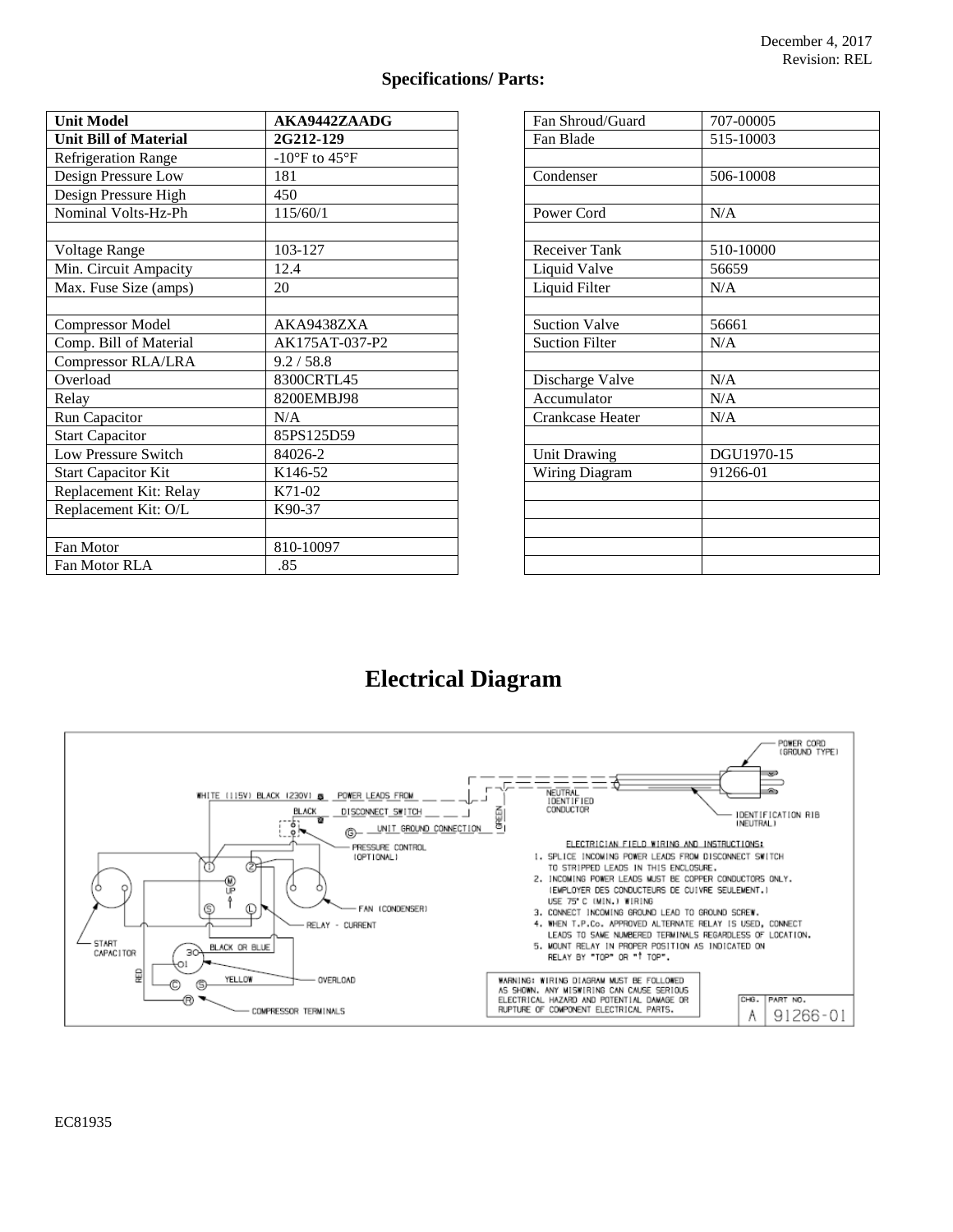## Specifications/ Parts:

| | |
|---|---|
| **Unit Model** | **AKA9442ZAADG** |
| **Unit Bill of Material** | **2G212-129** |
| Refrigeration Range | -10°F to 45°F |
| Design Pressure Low | 181 |
| Design Pressure High | 450 |
| Nominal Volts-Hz-Ph | 115/60/1 |
| | |
| Voltage Range | 103-127 |
| Min. Circuit Ampacity | 12.4 |
| Max. Fuse Size (amps) | 20 |
| | |
| Compressor Model | AKA9438ZXA |
| Comp. Bill of Material | AK175AT-037-P2 |
| Compressor RLA/LRA | 9.2 / 58.8 |
| Overload | 8300CRTL45 |
| Relay | 8200EMBJ98 |
| Run Capacitor | N/A |
| Start Capacitor | 85PS125D59 |
| Low Pressure Switch | 84026-2 |
| Start Capacitor Kit | K146-52 |
| Replacement Kit: Relay | K71-02 |
| Replacement Kit: O/L | K90-37 |
| | |
| Fan Motor | 810-10097 |
| Fan Motor RLA | .85 |

| | |
|---|---|
| Fan Shroud/Guard | 707-00005 |
| Fan Blade | 515-10003 |
| | |
| Condenser | 506-10008 |
| | |
| Power Cord | N/A |
| | |
| Receiver Tank | 510-10000 |
| Liquid Valve | 56659 |
| Liquid Filter | N/A |
| | |
| Suction Valve | 56661 |
| Suction Filter | N/A |
| | |
| Discharge Valve | N/A |
| Accumulator | N/A |
| Crankcase Heater | N/A |
| | |
| Unit Drawing | DGU1970-15 |
| Wiring Diagram | 91266-01 |
| | |
| | |
| | |
| | |

# Electrical Diagram

POWER CORD (GROUND TYPE)

WHITE (115V) BLACK (230V) POWER LEADS FROM

BLACK DISCONNECT SWITCH

UNIT GROUND CONNECTION

GREEN

NEUTRAL IDENTIFIED CONDUCTOR

IDENTIFICATION RIB (NEUTRAL)

PRESSURE CONTROL (OPTIONAL)

FAN (CONDENSER)

RELAY - CURRENT

START CAPACITOR

BLACK OR BLUE

RED

YELLOW

OVERLOAD

COMPRESSOR TERMINALS

M UP

ELECTRICIAN FIELD WIRING AND INSTRUCTIONS:

1. SPLICE INCOMING POWER LEADS FROM DISCONNECT SWITCH TO STRIPPED LEADS IN THIS ENCLOSURE.
2. INCOMING POWER LEADS MUST BE COPPER CONDUCTORS ONLY. (EMPLOYER DES CONDUCTEURS DE CUIVRE SEULEMENT.) USE 75° C (MIN.) WIRING
3. CONNECT INCOMING GROUND LEAD TO GROUND SCREW.
4. WHEN T.P.Co. APPROVED ALTERNATE RELAY IS USED, CONNECT LEADS TO SAME NUMBERED TERMINALS REGARDLESS OF LOCATION.
5. MOUNT RELAY IN PROPER POSITION AS INDICATED ON RELAY BY "TOP" OR "↑ TOP".

WARNING: WIRING DIAGRAM MUST BE FOLLOWED AS SHOWN. ANY MISWIRING CAN CAUSE SERIOUS ELECTRICAL HAZARD AND POTENTIAL DAMAGE OR RUPTURE OF COMPONENT ELECTRICAL PARTS.

CHG. A PART NO. 91266-01